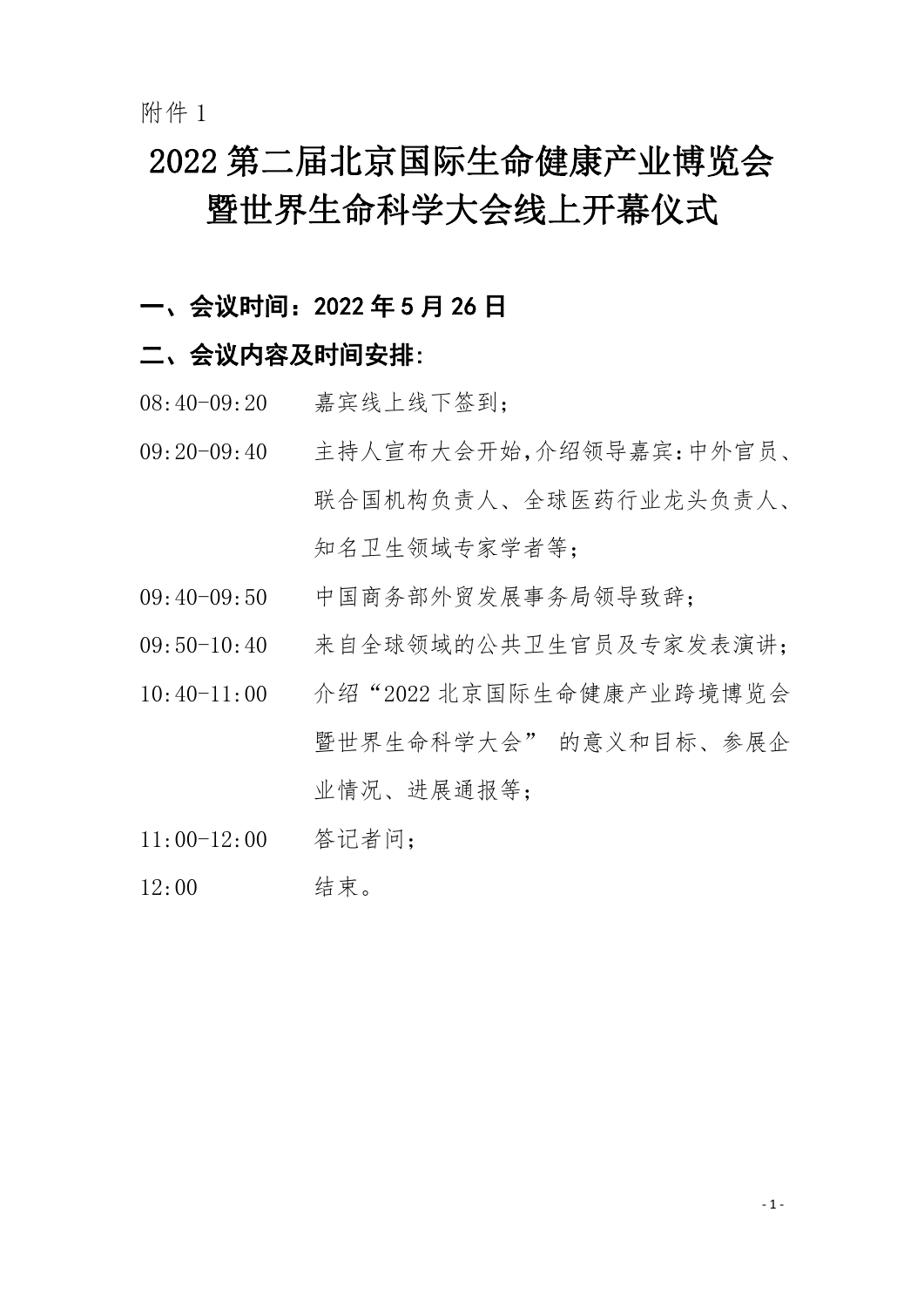附件 1

# 2022 第二届北京国际生命健康产业博览会暨世界生命科学大会线上开幕仪式

**一、会议时间：2022 年 5 月 26 日**

**二、会议内容及时间安排:**

| 时间 | 内容 |
| --- | --- |
| 08:40-09:20 | 嘉宾线上线下签到； |
| 09:20-09:40 | 主持人宣布大会开始,介绍领导嘉宾:中外官员、联合国机构负责人、全球医药行业龙头负责人、知名卫生领域专家学者等； |
| 09:40-09:50 | 中国商务部外贸发展事务局领导致辞； |
| 09:50-10:40 | 来自全球领域的公共卫生官员及专家发表演讲； |
| 10:40-11:00 | 介绍“2022 北京国际生命健康产业跨境博览会暨世界生命科学大会” 的意义和目标、参展企业情况、进展通报等； |
| 11:00-12:00 | 答记者问； |
| 12:00 | 结束。 |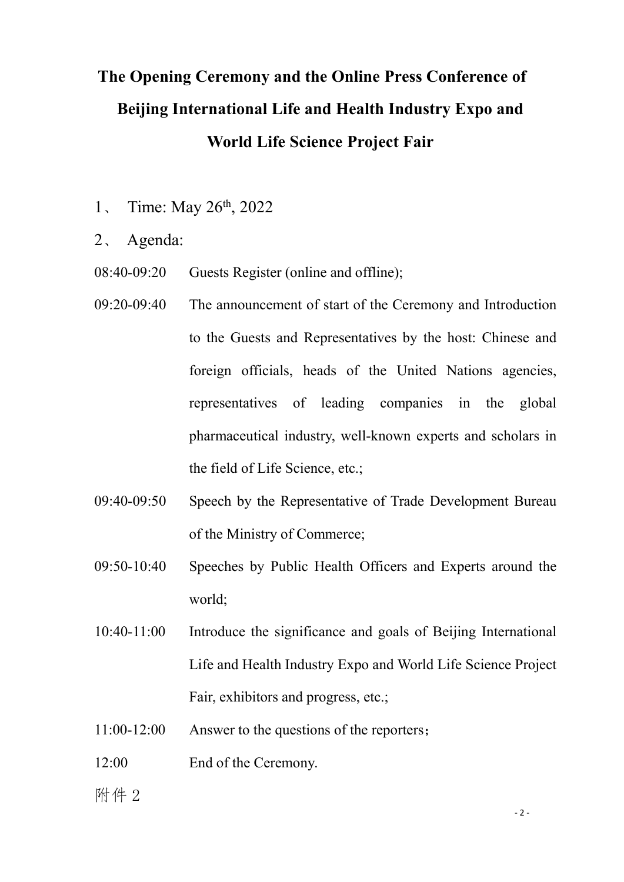# The Opening Ceremony and the Online Press Conference of Beijing International Life and Health Industry Expo and World Life Science Project Fair

1、 Time: May 26th, 2022

2、 Agenda:

08:40-09:20 Guests Register (online and offline);

09:20-09:40 The announcement of start of the Ceremony and Introduction to the Guests and Representatives by the host: Chinese and foreign officials, heads of the United Nations agencies, representatives of leading companies in the global pharmaceutical industry, well-known experts and scholars in the field of Life Science, etc.;

09:40-09:50 Speech by the Representative of Trade Development Bureau of the Ministry of Commerce;

09:50-10:40 Speeches by Public Health Officers and Experts around the world;

10:40-11:00 Introduce the significance and goals of Beijing International Life and Health Industry Expo and World Life Science Project Fair, exhibitors and progress, etc.;

11:00-12:00 Answer to the questions of the reporters；

12:00 End of the Ceremony.

附件 2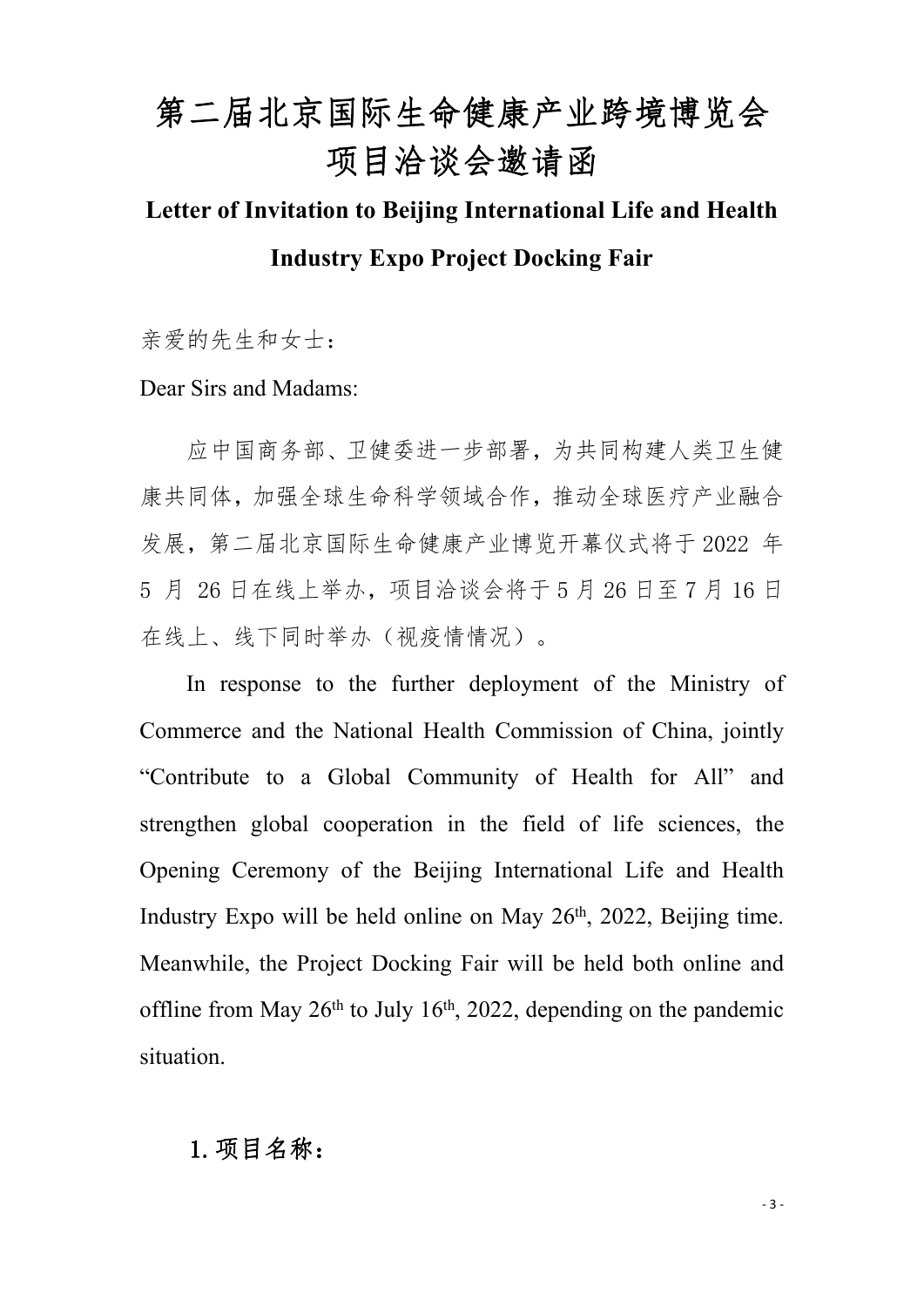# 第二届北京国际生命健康产业跨境博览会项目洽谈会邀请函

## Letter of Invitation to Beijing International Life and Health Industry Expo Project Docking Fair

亲爱的先生和女士：

Dear Sirs and Madams:

应中国商务部、卫健委进一步部署，为共同构建人类卫生健康共同体，加强全球生命科学领域合作，推动全球医疗产业融合发展，第二届北京国际生命健康产业博览开幕仪式将于2022 年 5 月 26日在线上举办，项目洽谈会将于5月26日至7月16日在线上、线下同时举办（视疫情情况）。

In response to the further deployment of the Ministry of Commerce and the National Health Commission of China, jointly “Contribute to a Global Community of Health for All” and strengthen global cooperation in the field of life sciences, the Opening Ceremony of the Beijing International Life and Health Industry Expo will be held online on May 26th, 2022, Beijing time. Meanwhile, the Project Docking Fair will be held both online and offline from May 26th to July 16th, 2022, depending on the pandemic situation.

**1. 项目名称：**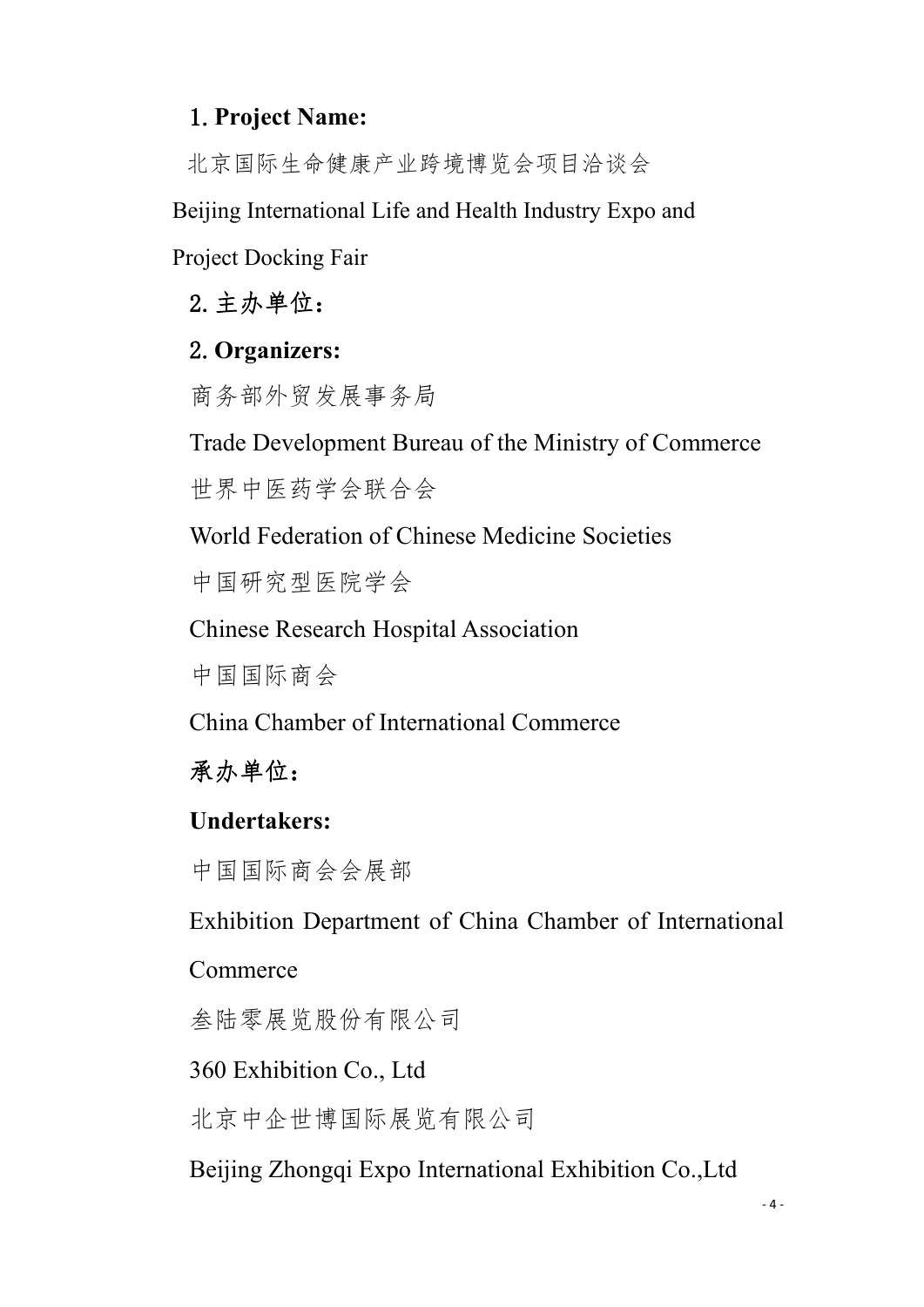**1. Project Name:**

北京国际生命健康产业跨境博览会项目洽谈会

Beijing International Life and Health Industry Expo and Project Docking Fair

**2. 主办单位：**

**2. Organizers:**

商务部外贸发展事务局

Trade Development Bureau of the Ministry of Commerce

世界中医药学会联合会

World Federation of Chinese Medicine Societies

中国研究型医院学会

Chinese Research Hospital Association

中国国际商会

China Chamber of International Commerce

**承办单位：**

**Undertakers:**

中国国际商会会展部

Exhibition Department of China Chamber of International Commerce

叁陆零展览股份有限公司

360 Exhibition Co., Ltd

北京中企世博国际展览有限公司

Beijing Zhongqi Expo International Exhibition Co.,Ltd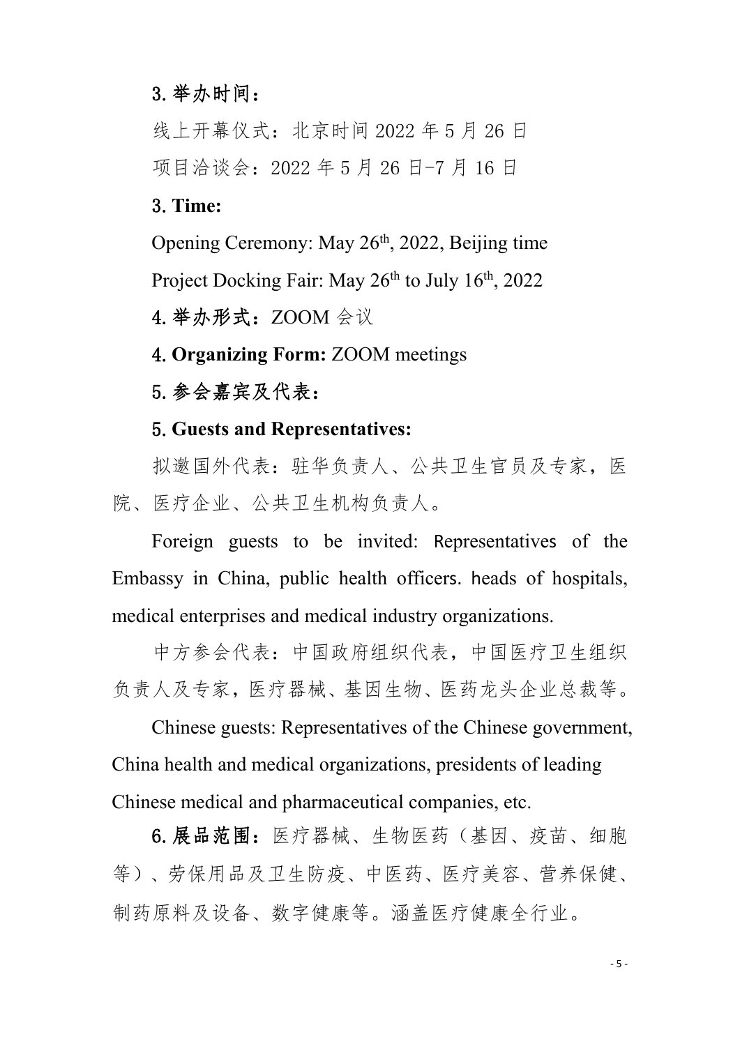3. 举办时间：

线上开幕仪式：北京时间 2022 年 5 月 26 日

项目洽谈会：2022 年 5 月 26 日-7 月 16 日

**3. Time:**

Opening Ceremony: May 26th, 2022, Beijing time

Project Docking Fair: May 26th to July 16th, 2022

**4. 举办形式：**ZOOM 会议

**4. Organizing Form:** ZOOM meetings

**5. 参会嘉宾及代表：**

**5. Guests and Representatives:**

拟邀国外代表：驻华负责人、公共卫生官员及专家，医院、医疗企业、公共卫生机构负责人。

Foreign guests to be invited: Representatives of the Embassy in China, public health officers. heads of hospitals, medical enterprises and medical industry organizations.

中方参会代表：中国政府组织代表，中国医疗卫生组织负责人及专家，医疗器械、基因生物、医药龙头企业总裁等。

Chinese guests: Representatives of the Chinese government, China health and medical organizations, presidents of leading Chinese medical and pharmaceutical companies, etc.

**6. 展品范围：**医疗器械、生物医药（基因、疫苗、细胞等）、劳保用品及卫生防疫、中医药、医疗美容、营养保健、制药原料及设备、数字健康等。涵盖医疗健康全行业。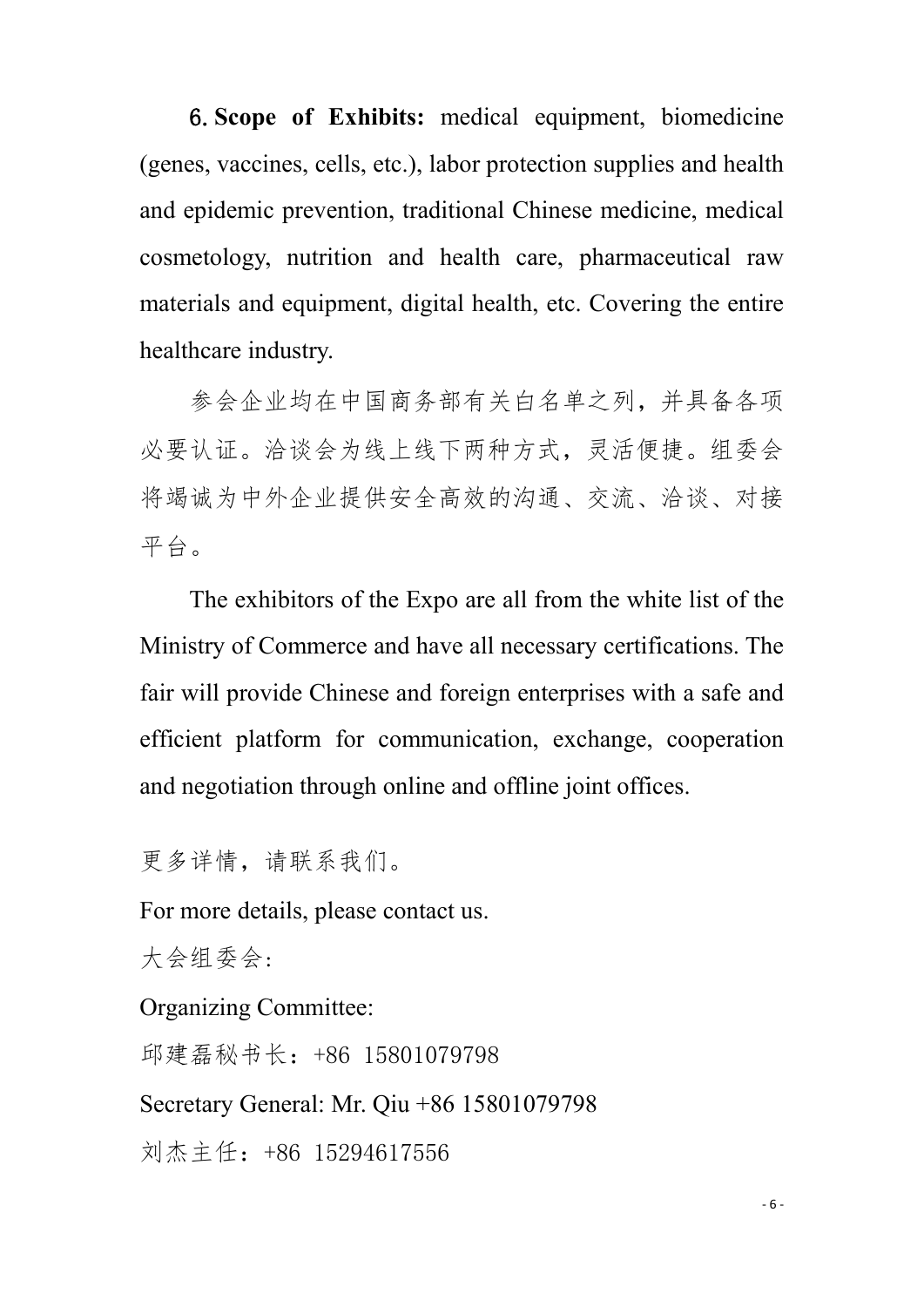6. **Scope of Exhibits:** medical equipment, biomedicine (genes, vaccines, cells, etc.), labor protection supplies and health and epidemic prevention, traditional Chinese medicine, medical cosmetology, nutrition and health care, pharmaceutical raw materials and equipment, digital health, etc. Covering the entire healthcare industry.

参会企业均在中国商务部有关白名单之列，并具备各项必要认证。洽谈会为线上线下两种方式，灵活便捷。组委会将竭诚为中外企业提供安全高效的沟通、交流、洽谈、对接平台。

The exhibitors of the Expo are all from the white list of the Ministry of Commerce and have all necessary certifications. The fair will provide Chinese and foreign enterprises with a safe and efficient platform for communication, exchange, cooperation and negotiation through online and offline joint offices.

更多详情，请联系我们。

For more details, please contact us.

大会组委会:

Organizing Committee:

邱建磊秘书长：+86 15801079798

Secretary General: Mr. Qiu +86 15801079798

刘杰主任：+86 15294617556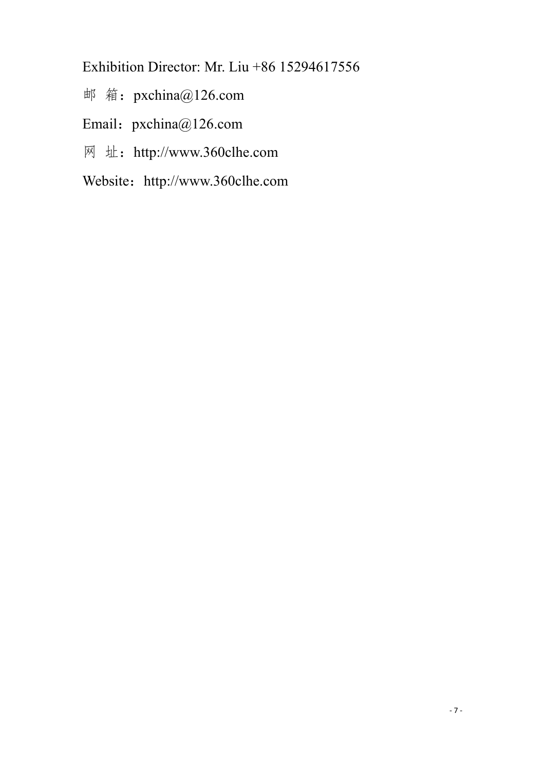Exhibition Director: Mr. Liu +86 15294617556

邮 箱：pxchina@126.com

Email：pxchina@126.com

网 址：http://www.360clhe.com

Website：http://www.360clhe.com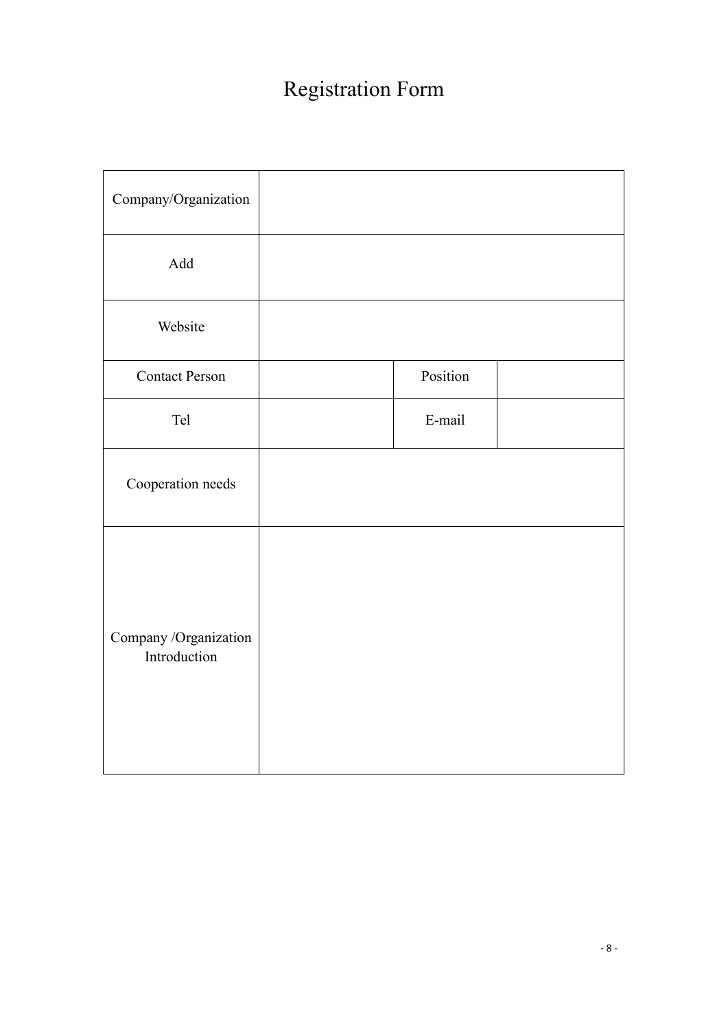# Registration Form

| | | | |
|---|---|---|---|
| Company/Organization | | | |
| Add | | | |
| Website | | | |
| Contact Person | | Position | |
| Tel | | E-mail | |
| Cooperation needs | | | |
| Company /Organization Introduction | | | |